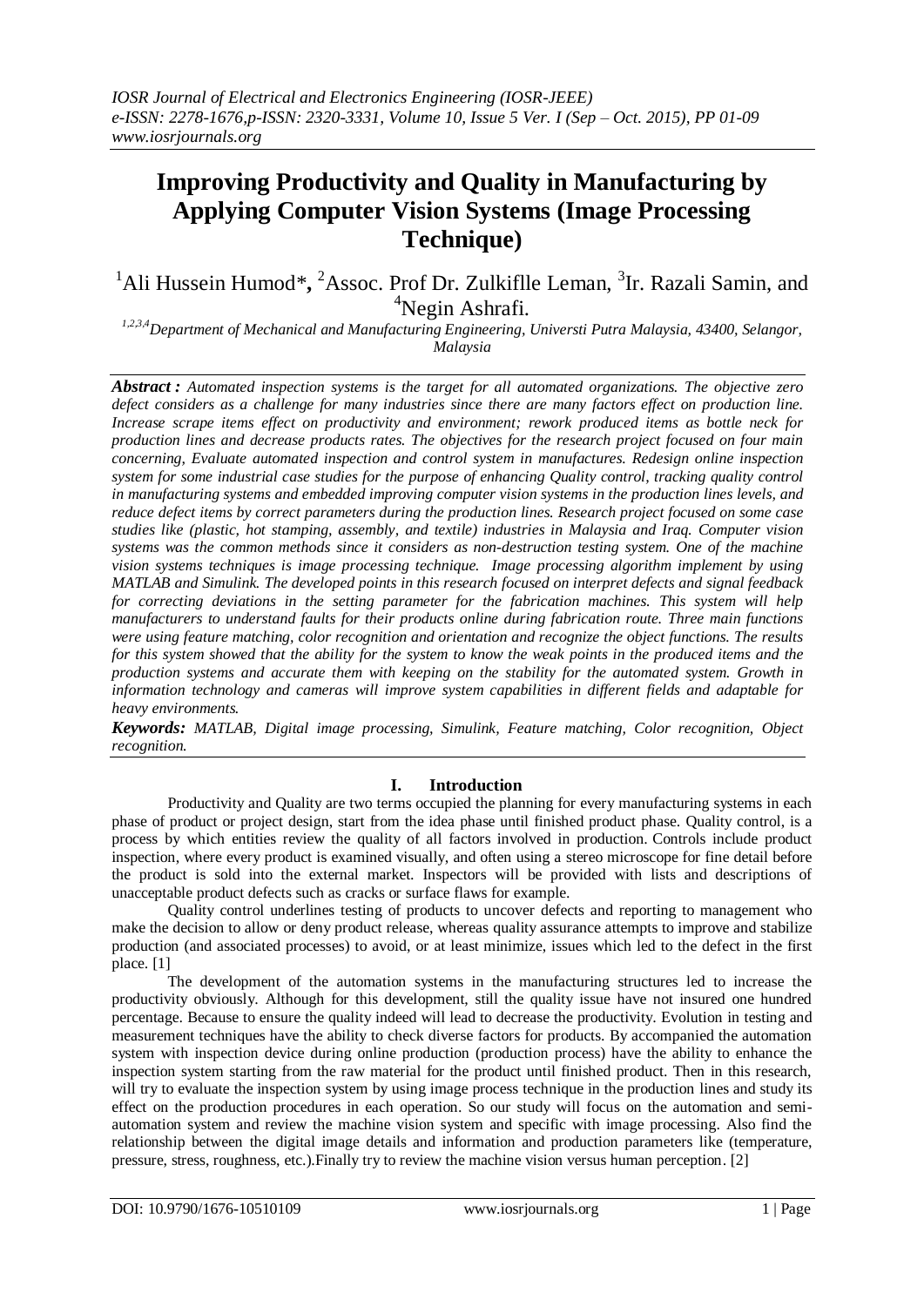# Improving Productivity and Quality in Manufacturing by Applying Computer Vision Systems (Image Processing Technique)

[1]Ali Hussein Humod*, [2]Assoc. Prof Dr. Zulkiflle Leman, [3]Ir. Razali Samin, and [4]Negin Ashrafi.

*[1,2,3,4]Department of Mechanical and Manufacturing Engineering, Universti Putra Malaysia, 43400, Selangor, Malaysia*

***Abstract :*** *Automated inspection systems is the target for all automated organizations. The objective zero defect considers as a challenge for many industries since there are many factors effect on production line. Increase scrape items effect on productivity and environment; rework produced items as bottle neck for production lines and decrease products rates. The objectives for the research project focused on four main concerning, Evaluate automated inspection and control system in manufactures. Redesign online inspection system for some industrial case studies for the purpose of enhancing Quality control, tracking quality control in manufacturing systems and embedded improving computer vision systems in the production lines levels, and reduce defect items by correct parameters during the production lines. Research project focused on some case studies like (plastic, hot stamping, assembly, and textile) industries in Malaysia and Iraq. Computer vision systems was the common methods since it considers as non-destruction testing system. One of the machine vision systems techniques is image processing technique. Image processing algorithm implement by using MATLAB and Simulink. The developed points in this research focused on interpret defects and signal feedback for correcting deviations in the setting parameter for the fabrication machines. This system will help manufacturers to understand faults for their products online during fabrication route. Three main functions were using feature matching, color recognition and orientation and recognize the object functions. The results for this system showed that the ability for the system to know the weak points in the produced items and the production systems and accurate them with keeping on the stability for the automated system. Growth in information technology and cameras will improve system capabilities in different fields and adaptable for heavy environments.*

***Keywords:*** *MATLAB, Digital image processing, Simulink, Feature matching, Color recognition, Object recognition.*

## I. Introduction

Productivity and Quality are two terms occupied the planning for every manufacturing systems in each phase of product or project design, start from the idea phase until finished product phase. Quality control, is a process by which entities review the quality of all factors involved in production. Controls include product inspection, where every product is examined visually, and often using a stereo microscope for fine detail before the product is sold into the external market. Inspectors will be provided with lists and descriptions of unacceptable product defects such as cracks or surface flaws for example.

Quality control underlines testing of products to uncover defects and reporting to management who make the decision to allow or deny product release, whereas quality assurance attempts to improve and stabilize production (and associated processes) to avoid, or at least minimize, issues which led to the defect in the first place. [1]

The development of the automation systems in the manufacturing structures led to increase the productivity obviously. Although for this development, still the quality issue have not insured one hundred percentage. Because to ensure the quality indeed will lead to decrease the productivity. Evolution in testing and measurement techniques have the ability to check diverse factors for products. By accompanied the automation system with inspection device during online production (production process) have the ability to enhance the inspection system starting from the raw material for the product until finished product. Then in this research, will try to evaluate the inspection system by using image process technique in the production lines and study its effect on the production procedures in each operation. So our study will focus on the automation and semi-automation system and review the machine vision system and specific with image processing. Also find the relationship between the digital image details and information and production parameters like (temperature, pressure, stress, roughness, etc.).Finally try to review the machine vision versus human perception. [2]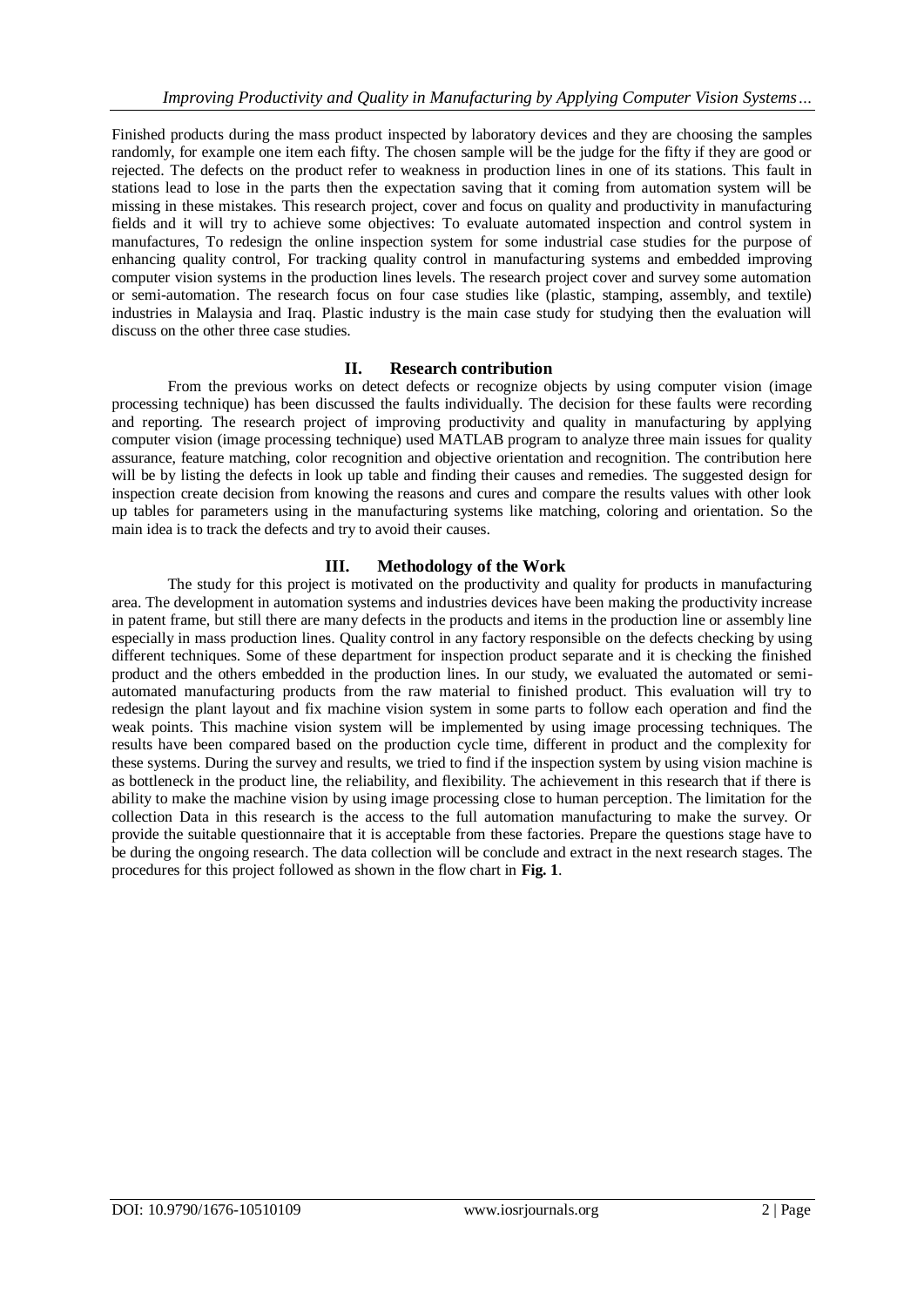Finished products during the mass product inspected by laboratory devices and they are choosing the samples randomly, for example one item each fifty. The chosen sample will be the judge for the fifty if they are good or rejected. The defects on the product refer to weakness in production lines in one of its stations. This fault in stations lead to lose in the parts then the expectation saving that it coming from automation system will be missing in these mistakes. This research project, cover and focus on quality and productivity in manufacturing fields and it will try to achieve some objectives: To evaluate automated inspection and control system in manufactures, To redesign the online inspection system for some industrial case studies for the purpose of enhancing quality control, For tracking quality control in manufacturing systems and embedded improving computer vision systems in the production lines levels. The research project cover and survey some automation or semi-automation. The research focus on four case studies like (plastic, stamping, assembly, and textile) industries in Malaysia and Iraq. Plastic industry is the main case study for studying then the evaluation will discuss on the other three case studies.

## II. Research contribution

From the previous works on detect defects or recognize objects by using computer vision (image processing technique) has been discussed the faults individually. The decision for these faults were recording and reporting. The research project of improving productivity and quality in manufacturing by applying computer vision (image processing technique) used MATLAB program to analyze three main issues for quality assurance, feature matching, color recognition and objective orientation and recognition. The contribution here will be by listing the defects in look up table and finding their causes and remedies. The suggested design for inspection create decision from knowing the reasons and cures and compare the results values with other look up tables for parameters using in the manufacturing systems like matching, coloring and orientation. So the main idea is to track the defects and try to avoid their causes.

## III. Methodology of the Work

The study for this project is motivated on the productivity and quality for products in manufacturing area. The development in automation systems and industries devices have been making the productivity increase in patent frame, but still there are many defects in the products and items in the production line or assembly line especially in mass production lines. Quality control in any factory responsible on the defects checking by using different techniques. Some of these department for inspection product separate and it is checking the finished product and the others embedded in the production lines. In our study, we evaluated the automated or semi-automated manufacturing products from the raw material to finished product. This evaluation will try to redesign the plant layout and fix machine vision system in some parts to follow each operation and find the weak points. This machine vision system will be implemented by using image processing techniques. The results have been compared based on the production cycle time, different in product and the complexity for these systems. During the survey and results, we tried to find if the inspection system by using vision machine is as bottleneck in the product line, the reliability, and flexibility. The achievement in this research that if there is ability to make the machine vision by using image processing close to human perception. The limitation for the collection Data in this research is the access to the full automation manufacturing to make the survey. Or provide the suitable questionnaire that it is acceptable from these factories. Prepare the questions stage have to be during the ongoing research. The data collection will be conclude and extract in the next research stages. The procedures for this project followed as shown in the flow chart in **Fig. 1**.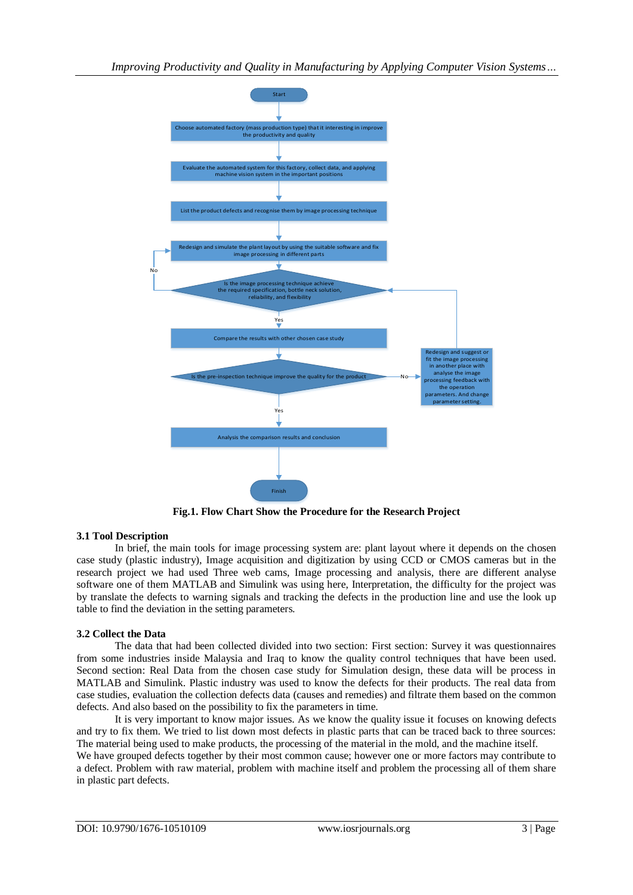Start

Choose automated factory (mass production type) that it interesting in improve the productivity and quality

Evaluate the automated system for this factory, collect data, and applying machine vision system in the important positions

List the product defects and recognise them by image processing technique

Redesign and simulate the plant layout by using the suitable software and fix image processing in different parts

No

Is the image processing technique achieve the required specification, bottle neck solution, reliability, and flexibility

Yes

Compare the results with other chosen case study

Is the pre-inspection technique improve the quality for the product

No

Redesign and suggest or fit the image processing in another place with analyse the image processing feedback with the operation parameters. And change parameter setting.

Yes

Analysis the comparison results and conclusion

Finish

**Fig.1. Flow Chart Show the Procedure for the Research Project**

### 3.1 Tool Description

In brief, the main tools for image processing system are: plant layout where it depends on the chosen case study (plastic industry), Image acquisition and digitization by using CCD or CMOS cameras but in the research project we had used Three web cams, Image processing and analysis, there are different analyse software one of them MATLAB and Simulink was using here, Interpretation, the difficulty for the project was by translate the defects to warning signals and tracking the defects in the production line and use the look up table to find the deviation in the setting parameters.

### 3.2 Collect the Data

The data that had been collected divided into two section: First section: Survey it was questionnaires from some industries inside Malaysia and Iraq to know the quality control techniques that have been used. Second section: Real Data from the chosen case study for Simulation design, these data will be process in MATLAB and Simulink. Plastic industry was used to know the defects for their products. The real data from case studies, evaluation the collection defects data (causes and remedies) and filtrate them based on the common defects. And also based on the possibility to fix the parameters in time.

It is very important to know major issues. As we know the quality issue it focuses on knowing defects and try to fix them. We tried to list down most defects in plastic parts that can be traced back to three sources: The material being used to make products, the processing of the material in the mold, and the machine itself. We have grouped defects together by their most common cause; however one or more factors may contribute to a defect. Problem with raw material, problem with machine itself and problem the processing all of them share in plastic part defects.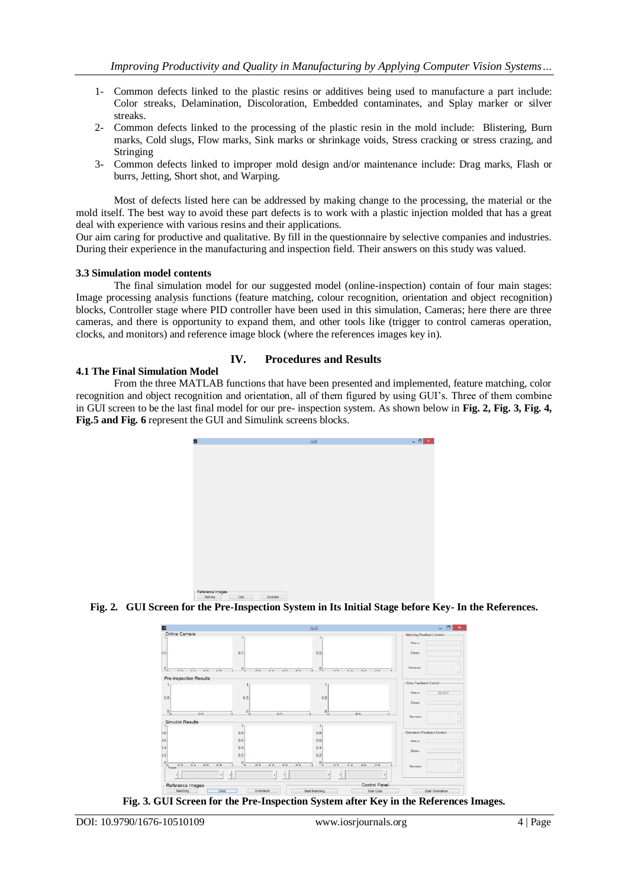1- Common defects linked to the plastic resins or additives being used to manufacture a part include: Color streaks, Delamination, Discoloration, Embedded contaminates, and Splay marker or silver streaks.
2- Common defects linked to the processing of the plastic resin in the mold include: Blistering, Burn marks, Cold slugs, Flow marks, Sink marks or shrinkage voids, Stress cracking or stress crazing, and Stringing
3- Common defects linked to improper mold design and/or maintenance include: Drag marks, Flash or burrs, Jetting, Short shot, and Warping.

Most of defects listed here can be addressed by making change to the processing, the material or the mold itself. The best way to avoid these part defects is to work with a plastic injection molded that has a great deal with experience with various resins and their applications.
Our aim caring for productive and qualitative. By fill in the questionnaire by selective companies and industries. During their experience in the manufacturing and inspection field. Their answers on this study was valued.

### 3.3 Simulation model contents

The final simulation model for our suggested model (online-inspection) contain of four main stages: Image processing analysis functions (feature matching, colour recognition, orientation and object recognition) blocks, Controller stage where PID controller have been used in this simulation, Cameras; here there are three cameras, and there is opportunity to expand them, and other tools like (trigger to control cameras operation, clocks, and monitors) and reference image block (where the references images key in).

## IV. Procedures and Results

### 4.1 The Final Simulation Model

From the three MATLAB functions that have been presented and implemented, feature matching, color recognition and object recognition and orientation, all of them figured by using GUI's. Three of them combine in GUI screen to be the last final model for our pre- inspection system. As shown below in **Fig. 2, Fig. 3, Fig. 4, Fig.5 and Fig. 6** represent the GUI and Simulink screens blocks.

**Fig. 2. GUI Screen for the Pre-Inspection System in Its Initial Stage before Key- In the References.**

**Fig. 3. GUI Screen for the Pre-Inspection System after Key in the References Images.**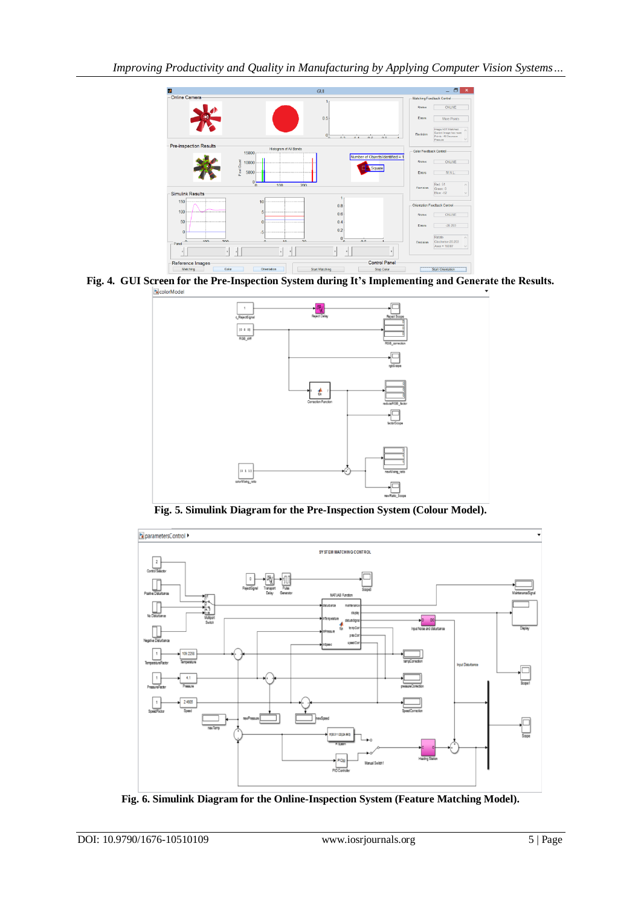Fig. 4. GUI Screen for the Pre-Inspection System during It's Implementing and Generate the Results.

Fig. 5. Simulink Diagram for the Pre-Inspection System (Colour Model).

Fig. 6. Simulink Diagram for the Online-Inspection System (Feature Matching Model).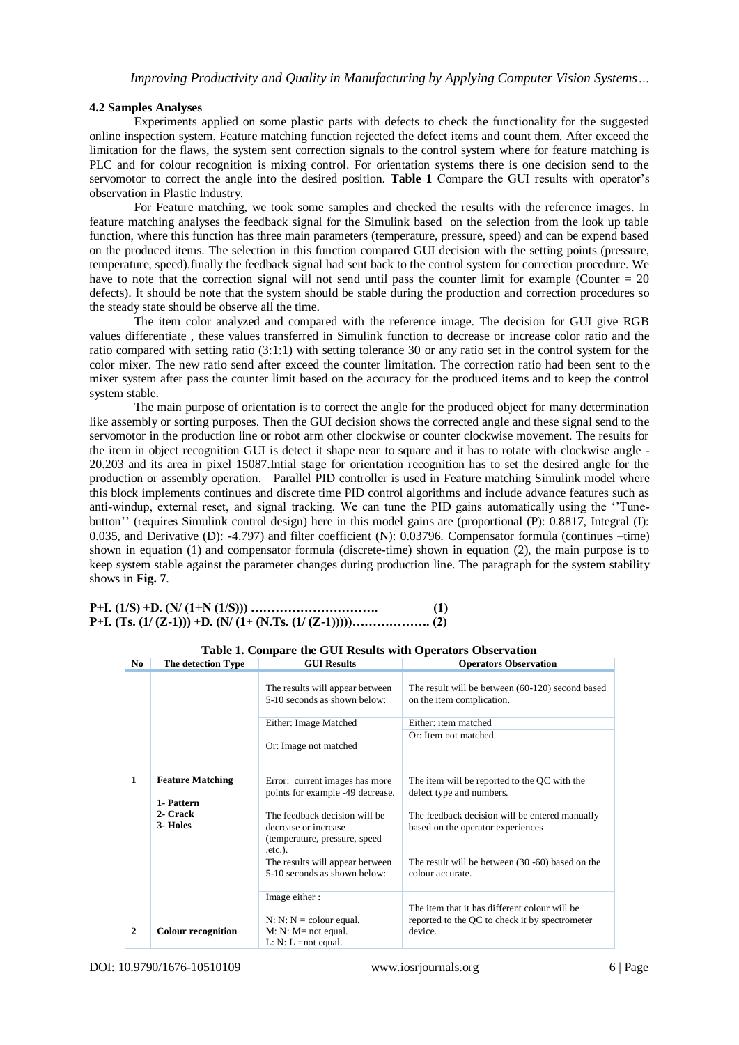### 4.2 Samples Analyses

Experiments applied on some plastic parts with defects to check the functionality for the suggested online inspection system. Feature matching function rejected the defect items and count them. After exceed the limitation for the flaws, the system sent correction signals to the control system where for feature matching is PLC and for colour recognition is mixing control. For orientation systems there is one decision send to the servomotor to correct the angle into the desired position. **Table 1** Compare the GUI results with operator's observation in Plastic Industry.

For Feature matching, we took some samples and checked the results with the reference images. In feature matching analyses the feedback signal for the Simulink based on the selection from the look up table function, where this function has three main parameters (temperature, pressure, speed) and can be expend based on the produced items. The selection in this function compared GUI decision with the setting points (pressure, temperature, speed).finally the feedback signal had sent back to the control system for correction procedure. We have to note that the correction signal will not send until pass the counter limit for example (Counter = 20 defects). It should be note that the system should be stable during the production and correction procedures so the steady state should be observe all the time.

The item color analyzed and compared with the reference image. The decision for GUI give RGB values differentiate , these values transferred in Simulink function to decrease or increase color ratio and the ratio compared with setting ratio (3:1:1) with setting tolerance 30 or any ratio set in the control system for the color mixer. The new ratio send after exceed the counter limitation. The correction ratio had been sent to the mixer system after pass the counter limit based on the accuracy for the produced items and to keep the control system stable.

The main purpose of orientation is to correct the angle for the produced object for many determination like assembly or sorting purposes. Then the GUI decision shows the corrected angle and these signal send to the servomotor in the production line or robot arm other clockwise or counter clockwise movement. The results for the item in object recognition GUI is detect it shape near to square and it has to rotate with clockwise angle -20.203 and its area in pixel 15087.Intial stage for orientation recognition has to set the desired angle for the production or assembly operation. Parallel PID controller is used in Feature matching Simulink model where this block implements continues and discrete time PID control algorithms and include advance features such as anti-windup, external reset, and signal tracking. We can tune the PID gains automatically using the ''Tune-button'' (requires Simulink control design) here in this model gains are (proportional (P): 0.8817, Integral (I): 0.035, and Derivative (D): -4.797) and filter coefficient (N): 0.03796. Compensator formula (continues –time) shown in equation (1) and compensator formula (discrete-time) shown in equation (2), the main purpose is to keep system stable against the parameter changes during production line. The paragraph for the system stability shows in **Fig. 7**.

$$P+I.\left(\frac{1}{S}\right)+D.\left(\frac{N}{1+N\left(\frac{1}{S}\right)}\right) \quad (1)$$

$$P+I.\left(T_s.\frac{1}{Z-1}\right)+D.\left(\frac{N}{1+\left(N.T_s.\frac{1}{Z-1}\right)}\right) \quad (2)$$

**Table 1. Compare the GUI Results with Operators Observation**

| No | The detection Type | GUI Results | Operators Observation |
|---|---|---|---|
| 1 | **Feature Matching**<br>**1- Pattern**<br>**2- Crack**<br>**3- Holes** | The results will appear between 5-10 seconds as shown below: | The result will be between (60-120) second based on the item complication. |
| | | Either: Image Matched<br>Or: Image not matched | Either: item matched<br>Or: Item not matched |
| | | Error: current images has more points for example -49 decrease. | The item will be reported to the QC with the defect type and numbers. |
| | | The feedback decision will be decrease or increase (temperature, pressure, speed .etc.). | The feedback decision will be entered manually based on the operator experiences |
| 2 | **Colour recognition** | The results will appear between 5-10 seconds as shown below: | The result will be between (30 -60) based on the colour accurate. |
| | | Image either :<br>N: N: N = colour equal.<br>M: N: M= not equal.<br>L: N: L =not equal. | The item that it has different colour will be reported to the QC to check it by spectrometer device. |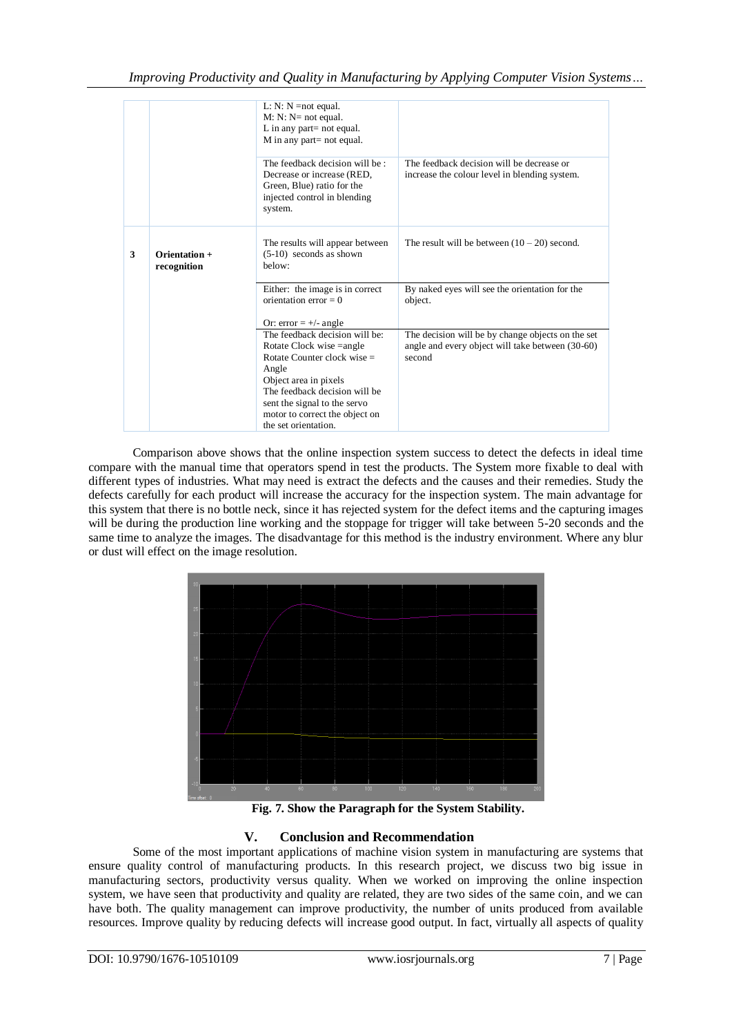| | | | |
|---|---|---|---|
| | | L: N: N =not equal.<br>M: N: N= not equal.<br>L in any part= not equal.<br>M in any part= not equal. | |
| | | The feedback decision will be :<br>Decrease or increase (RED, Green, Blue) ratio for the injected control in blending system. | The feedback decision will be decrease or increase the colour level in blending system. |
| **3** | **Orientation + recognition** | The results will appear between (5-10) seconds as shown below: | The result will be between (10 – 20) second. |
| | | Either: the image is in correct orientation error = 0<br><br>Or: error = +/- angle | By naked eyes will see the orientation for the object. |
| | | The feedback decision will be:<br>Rotate Clock wise =angle<br>Rotate Counter clock wise = Angle<br>Object area in pixels<br>The feedback decision will be sent the signal to the servo motor to correct the object on the set orientation. | The decision will be by change objects on the set angle and every object will take between (30-60) second |

Comparison above shows that the online inspection system success to detect the defects in ideal time compare with the manual time that operators spend in test the products. The System more fixable to deal with different types of industries. What may need is extract the defects and the causes and their remedies. Study the defects carefully for each product will increase the accuracy for the inspection system. The main advantage for this system that there is no bottle neck, since it has rejected system for the defect items and the capturing images will be during the production line working and the stoppage for trigger will take between 5-20 seconds and the same time to analyze the images. The disadvantage for this method is the industry environment. Where any blur or dust will effect on the image resolution.

**Fig. 7. Show the Paragraph for the System Stability.**

## V. Conclusion and Recommendation

Some of the most important applications of machine vision system in manufacturing are systems that ensure quality control of manufacturing products. In this research project, we discuss two big issue in manufacturing sectors, productivity versus quality. When we worked on improving the online inspection system, we have seen that productivity and quality are related, they are two sides of the same coin, and we can have both. The quality management can improve productivity, the number of units produced from available resources. Improve quality by reducing defects will increase good output. In fact, virtually all aspects of quality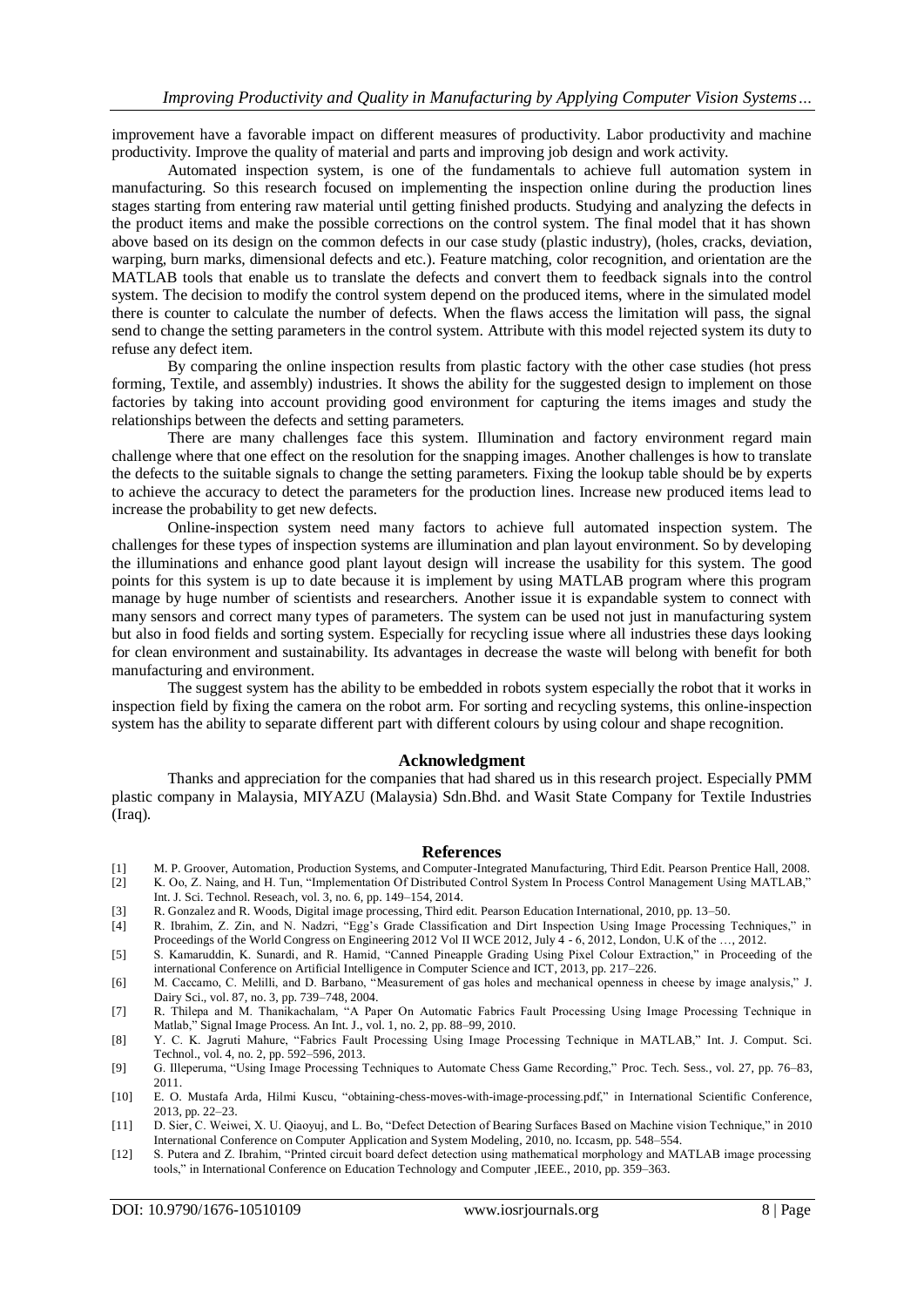improvement have a favorable impact on different measures of productivity. Labor productivity and machine productivity. Improve the quality of material and parts and improving job design and work activity.

Automated inspection system, is one of the fundamentals to achieve full automation system in manufacturing. So this research focused on implementing the inspection online during the production lines stages starting from entering raw material until getting finished products. Studying and analyzing the defects in the product items and make the possible corrections on the control system. The final model that it has shown above based on its design on the common defects in our case study (plastic industry), (holes, cracks, deviation, warping, burn marks, dimensional defects and etc.). Feature matching, color recognition, and orientation are the MATLAB tools that enable us to translate the defects and convert them to feedback signals into the control system. The decision to modify the control system depend on the produced items, where in the simulated model there is counter to calculate the number of defects. When the flaws access the limitation will pass, the signal send to change the setting parameters in the control system. Attribute with this model rejected system its duty to refuse any defect item.

By comparing the online inspection results from plastic factory with the other case studies (hot press forming, Textile, and assembly) industries. It shows the ability for the suggested design to implement on those factories by taking into account providing good environment for capturing the items images and study the relationships between the defects and setting parameters.

There are many challenges face this system. Illumination and factory environment regard main challenge where that one effect on the resolution for the snapping images. Another challenges is how to translate the defects to the suitable signals to change the setting parameters. Fixing the lookup table should be by experts to achieve the accuracy to detect the parameters for the production lines. Increase new produced items lead to increase the probability to get new defects.

Online-inspection system need many factors to achieve full automated inspection system. The challenges for these types of inspection systems are illumination and plan layout environment. So by developing the illuminations and enhance good plant layout design will increase the usability for this system. The good points for this system is up to date because it is implement by using MATLAB program where this program manage by huge number of scientists and researchers. Another issue it is expandable system to connect with many sensors and correct many types of parameters. The system can be used not just in manufacturing system but also in food fields and sorting system. Especially for recycling issue where all industries these days looking for clean environment and sustainability. Its advantages in decrease the waste will belong with benefit for both manufacturing and environment.

The suggest system has the ability to be embedded in robots system especially the robot that it works in inspection field by fixing the camera on the robot arm. For sorting and recycling systems, this online-inspection system has the ability to separate different part with different colours by using colour and shape recognition.

## Acknowledgment

Thanks and appreciation for the companies that had shared us in this research project. Especially PMM plastic company in Malaysia, MIYAZU (Malaysia) Sdn.Bhd. and Wasit State Company for Textile Industries (Iraq).

## References

[1] M. P. Groover, Automation, Production Systems, and Computer-Integrated Manufacturing, Third Edit. Pearson Prentice Hall, 2008.

[2] K. Oo, Z. Naing, and H. Tun, "Implementation Of Distributed Control System In Process Control Management Using MATLAB," Int. J. Sci. Technol. Reseach, vol. 3, no. 6, pp. 149–154, 2014.

[3] R. Gonzalez and R. Woods, Digital image processing, Third edit. Pearson Education International, 2010, pp. 13–50.

[4] R. Ibrahim, Z. Zin, and N. Nadzri, "Egg's Grade Classification and Dirt Inspection Using Image Processing Techniques," in Proceedings of the World Congress on Engineering 2012 Vol II WCE 2012, July 4 - 6, 2012, London, U.K of the …, 2012.

[5] S. Kamaruddin, K. Sunardi, and R. Hamid, "Canned Pineapple Grading Using Pixel Colour Extraction," in Proceeding of the international Conference on Artificial Intelligence in Computer Science and ICT, 2013, pp. 217–226.

[6] M. Caccamo, C. Melilli, and D. Barbano, "Measurement of gas holes and mechanical openness in cheese by image analysis," J. Dairy Sci., vol. 87, no. 3, pp. 739–748, 2004.

[7] R. Thilepa and M. Thanikachalam, "A Paper On Automatic Fabrics Fault Processing Using Image Processing Technique in Matlab," Signal Image Process. An Int. J., vol. 1, no. 2, pp. 88–99, 2010.

[8] Y. C. K. Jagruti Mahure, "Fabrics Fault Processing Using Image Processing Technique in MATLAB," Int. J. Comput. Sci. Technol., vol. 4, no. 2, pp. 592–596, 2013.

[9] G. Illeperuma, "Using Image Processing Techniques to Automate Chess Game Recording," Proc. Tech. Sess., vol. 27, pp. 76–83, 2011.

[10] E. O. Mustafa Arda, Hilmi Kuscu, "obtaining-chess-moves-with-image-processing.pdf," in International Scientific Conference, 2013, pp. 22–23.

[11] D. Sier, C. Weiwei, X. U. Qiaoyuj, and L. Bo, "Defect Detection of Bearing Surfaces Based on Machine vision Technique," in 2010 International Conference on Computer Application and System Modeling, 2010, no. Iccasm, pp. 548–554.

[12] S. Putera and Z. Ibrahim, "Printed circuit board defect detection using mathematical morphology and MATLAB image processing tools," in International Conference on Education Technology and Computer ,IEEE., 2010, pp. 359–363.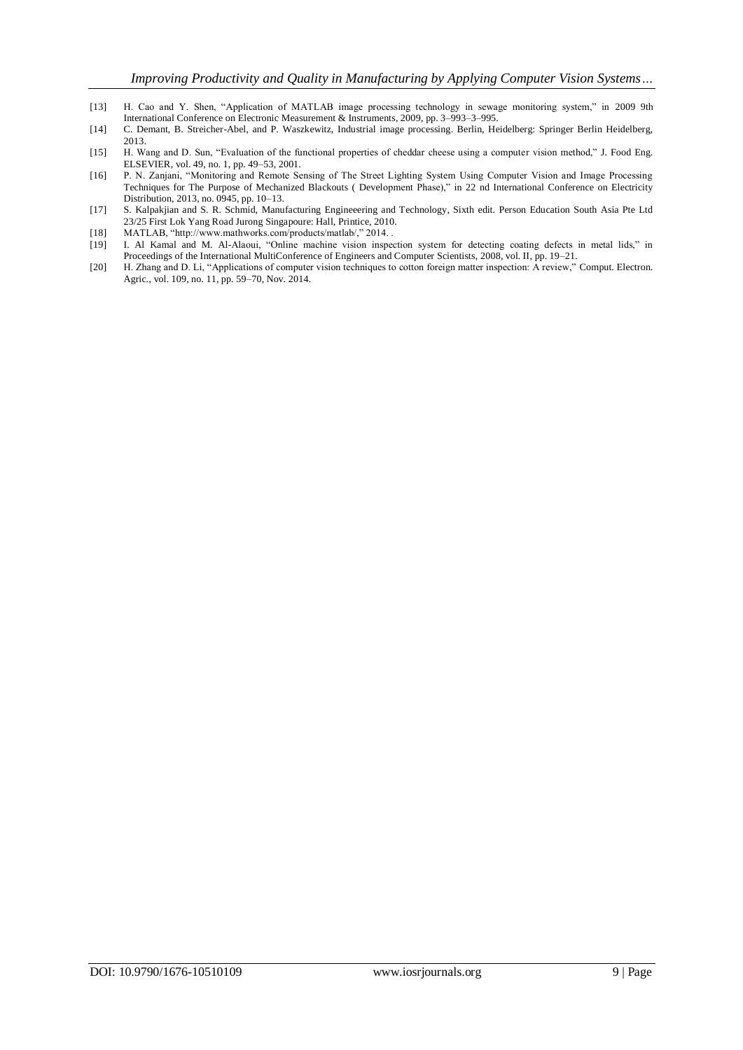[13] H. Cao and Y. Shen, "Application of MATLAB image processing technology in sewage monitoring system," in 2009 9th International Conference on Electronic Measurement & Instruments, 2009, pp. 3–993–3–995.

[14] C. Demant, B. Streicher-Abel, and P. Waszkewitz, Industrial image processing. Berlin, Heidelberg: Springer Berlin Heidelberg, 2013.

[15] H. Wang and D. Sun, "Evaluation of the functional properties of cheddar cheese using a computer vision method," J. Food Eng. ELSEVIER, vol. 49, no. 1, pp. 49–53, 2001.

[16] P. N. Zanjani, "Monitoring and Remote Sensing of The Street Lighting System Using Computer Vision and Image Processing Techniques for The Purpose of Mechanized Blackouts ( Development Phase)," in 22 nd International Conference on Electricity Distribution, 2013, no. 0945, pp. 10–13.

[17] S. Kalpakjian and S. R. Schmid, Manufacturing Engineeering and Technology, Sixth edit. Person Education South Asia Pte Ltd 23/25 First Lok Yang Road Jurong Singapoure: Hall, Printice, 2010.

[18] MATLAB, "http://www.mathworks.com/products/matlab/," 2014. .

[19] I. Al Kamal and M. Al-Alaoui, "Online machine vision inspection system for detecting coating defects in metal lids," in Proceedings of the International MultiConference of Engineers and Computer Scientists, 2008, vol. II, pp. 19–21.

[20] H. Zhang and D. Li, "Applications of computer vision techniques to cotton foreign matter inspection: A review," Comput. Electron. Agric., vol. 109, no. 11, pp. 59–70, Nov. 2014.